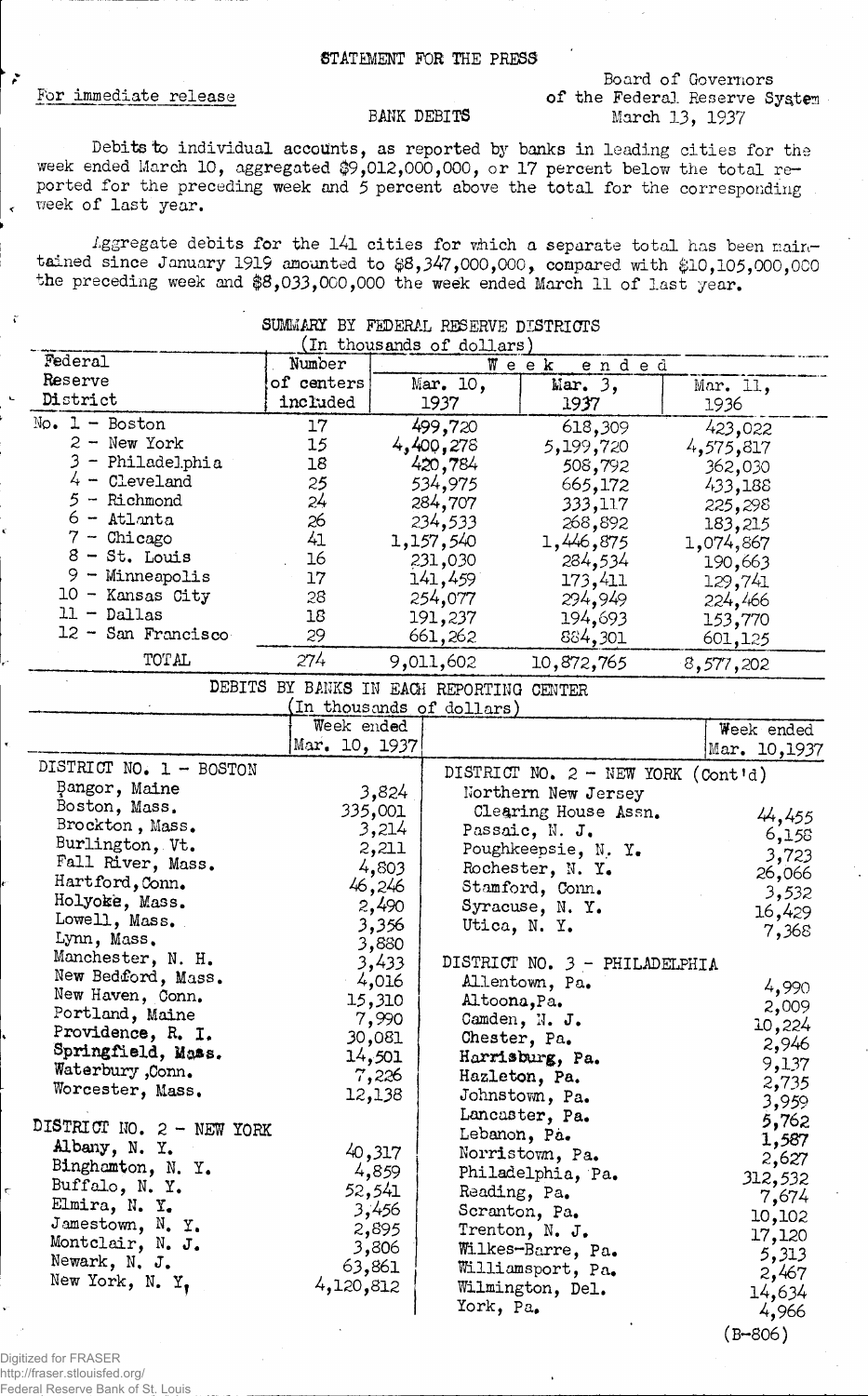STATEMENT FOR THE PRESS

For immediate release

Board of Governors
of the Federal Reserve System
March 13, 1937

BANK DEBITS

Debits to individual accounts, as reported by banks in leading cities for the week ended March 10, aggregated $9,012,000,000, or 17 percent below the total reported for the preceding week and 5 percent above the total for the corresponding week of last year.

Aggregate debits for the 141 cities for which a separate total has been maintained since January 1919 amounted to $8,347,000,000, compared with $10,105,000,000 the preceding week and $8,033,000,000 the week ended March 11 of last year.

SUMMARY BY FEDERAL RESERVE DISTRICTS
(In thousands of dollars)

| Federal Reserve District | Number of centers included | Week ended Mar. 10, 1937 | Mar. 3, 1937 | Mar. 11, 1936 |
|---|---|---|---|---|
| No. 1 - Boston | 17 | 499,720 | 618,309 | 423,022 |
| 2 - New York | 15 | 4,400,278 | 5,199,720 | 4,575,817 |
| 3 - Philadelphia | 18 | 420,784 | 508,792 | 362,030 |
| 4 - Cleveland | 25 | 534,975 | 665,172 | 433,188 |
| 5 - Richmond | 24 | 284,707 | 333,117 | 225,298 |
| 6 - Atlanta | 26 | 234,533 | 268,892 | 183,215 |
| 7 - Chicago | 41 | 1,157,540 | 1,446,875 | 1,074,867 |
| 8 - St. Louis | 16 | 231,030 | 284,534 | 190,663 |
| 9 - Minneapolis | 17 | 141,459 | 173,411 | 129,741 |
| 10 - Kansas City | 28 | 254,077 | 294,949 | 224,466 |
| 11 - Dallas | 18 | 191,237 | 194,693 | 153,770 |
| 12 - San Francisco | 29 | 661,262 | 884,301 | 601,125 |
| TOTAL | 274 | 9,011,602 | 10,872,765 | 8,577,202 |

DEBITS BY BANKS IN EACH REPORTING CENTER
(In thousands of dollars)

| | Week ended Mar. 10, 1937 |
|---|---|
| **DISTRICT NO. 1 - BOSTON** | |
| Bangor, Maine | 3,824 |
| Boston, Mass. | 335,001 |
| Brockton, Mass. | 3,214 |
| Burlington, Vt. | 2,211 |
| Fall River, Mass. | 4,803 |
| Hartford, Conn. | 46,246 |
| Holyoke, Mass. | 2,490 |
| Lowell, Mass. | 3,356 |
| Lynn, Mass. | 3,880 |
| Manchester, N. H. | 3,433 |
| New Bedford, Mass. | 4,016 |
| New Haven, Conn. | 15,310 |
| Portland, Maine | 7,990 |
| Providence, R. I. | 30,081 |
| Springfield, Mass. | 14,501 |
| Waterbury, Conn. | 7,226 |
| Worcester, Mass. | 12,138 |
| **DISTRICT NO. 2 - NEW YORK** | |
| Albany, N. Y. | 40,317 |
| Binghamton, N. Y. | 4,859 |
| Buffalo, N. Y. | 52,541 |
| Elmira, N. Y. | 3,456 |
| Jamestown, N. Y. | 2,895 |
| Montclair, N. J. | 3,806 |
| Newark, N. J. | 63,861 |
| New York, N. Y. | 4,120,812 |
| **DISTRICT NO. 2 - NEW YORK (Cont'd)** | |
| Northern New Jersey Clearing House Assn. | 44,455 |
| Passaic, N. J. | 6,158 |
| Poughkeepsie, N. Y. | 3,723 |
| Rochester, N. Y. | 26,066 |
| Stamford, Conn. | 3,532 |
| Syracuse, N. Y. | 16,429 |
| Utica, N. Y. | 7,368 |
| **DISTRICT NO. 3 - PHILADELPHIA** | |
| Allentown, Pa. | 4,990 |
| Altoona, Pa. | 2,009 |
| Camden, N. J. | 10,224 |
| Chester, Pa. | 2,946 |
| Harrisburg, Pa. | 9,137 |
| Hazleton, Pa. | 2,735 |
| Johnstown, Pa. | 3,959 |
| Lancaster, Pa. | 5,762 |
| Lebanon, Pa. | 1,587 |
| Norristown, Pa. | 2,627 |
| Philadelphia, Pa. | 312,532 |
| Reading, Pa. | 7,674 |
| Scranton, Pa. | 10,102 |
| Trenton, N. J. | 17,120 |
| Wilkes-Barre, Pa. | 5,313 |
| Williamsport, Pa. | 2,467 |
| Wilmington, Del. | 14,634 |
| York, Pa. | 4,966 |

(B-806)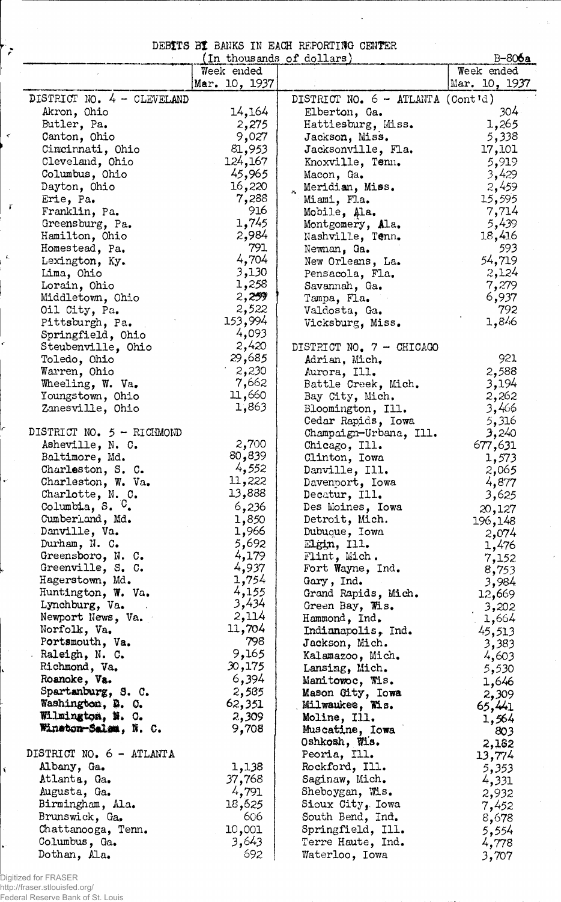# DEBITS BY BANKS IN EACH REPORTING CENTER

(In thousands of dollars)

B-806a

| | Week ended Mar. 10, 1937 | | Week ended Mar. 10, 1937 |
|---|---|---|---|
| DISTRICT NO. 4 - CLEVELAND | | DISTRICT NO. 6 - ATLANTA (Cont'd) | |
| Akron, Ohio | 14,164 | Elberton, Ga. | 304 |
| Butler, Pa. | 2,275 | Hattiesburg, Miss. | 1,265 |
| Canton, Ohio | 9,027 | Jackson, Miss. | 5,338 |
| Cincinnati, Ohio | 81,953 | Jacksonville, Fla. | 17,101 |
| Cleveland, Ohio | 124,167 | Knoxville, Tenn. | 5,919 |
| Columbus, Ohio | 45,965 | Macon, Ga. | 3,429 |
| Dayton, Ohio | 16,220 | Meridian, Miss. | 2,459 |
| Erie, Pa. | 7,288 | Miami, Fla. | 15,595 |
| Franklin, Pa. | 916 | Mobile, Ala. | 7,714 |
| Greensburg, Pa. | 1,745 | Montgomery, Ala. | 5,439 |
| Hamilton, Ohio | 2,984 | Nashville, Tenn. | 18,416 |
| Homestead, Pa. | 791 | Newnan, Ga. | 593 |
| Lexington, Ky. | 4,704 | New Orleans, La. | 54,719 |
| Lima, Ohio | 3,130 | Pensacola, Fla. | 2,124 |
| Lorain, Ohio | 1,258 | Savannah, Ga. | 7,279 |
| Middletown, Ohio | 2,259 | Tampa, Fla. | 6,937 |
| Oil City, Pa. | 2,522 | Valdosta, Ga. | 792 |
| Pittsburgh, Pa. | 153,994 | Vicksburg, Miss. | 1,846 |
| Springfield, Ohio | 4,093 | | |
| Steubenville, Ohio | 2,420 | DISTRICT NO. 7 - CHICAGO | |
| Toledo, Ohio | 29,685 | Adrian, Mich. | 921 |
| Warren, Ohio | 2,230 | Aurora, Ill. | 2,588 |
| Wheeling, W. Va. | 7,662 | Battle Creek, Mich. | 3,194 |
| Youngstown, Ohio | 11,660 | Bay City, Mich. | 2,262 |
| Zanesville, Ohio | 1,863 | Bloomington, Ill. | 3,466 |
| | | Cedar Rapids, Iowa | 5,316 |
| DISTRICT NO. 5 - RICHMOND | | Champaign-Urbana, Ill. | 3,240 |
| Asheville, N. C. | 2,700 | Chicago, Ill. | 677,631 |
| Baltimore, Md. | 80,839 | Clinton, Iowa | 1,573 |
| Charleston, S. C. | 4,552 | Danville, Ill. | 2,065 |
| Charleston, W. Va. | 11,222 | Davenport, Iowa | 4,877 |
| Charlotte, N. C. | 13,888 | Decatur, Ill. | 3,625 |
| Columbia, S. C. | 6,236 | Des Moines, Iowa | 20,127 |
| Cumberland, Md. | 1,850 | Detroit, Mich. | 196,148 |
| Danville, Va. | 1,966 | Dubuque, Iowa | 2,074 |
| Durham, N. C. | 5,692 | Elgin, Ill. | 1,476 |
| Greensboro, N. C. | 4,179 | Flint, Mich. | 7,152 |
| Greenville, S. C. | 4,937 | Fort Wayne, Ind. | 8,753 |
| Hagerstown, Md. | 1,754 | Gary, Ind. | 3,984 |
| Huntington, W. Va. | 4,155 | Grand Rapids, Mich. | 12,669 |
| Lynchburg, Va. | 3,434 | Green Bay, Wis. | 3,202 |
| Newport News, Va. | 2,114 | Hammond, Ind. | 1,664 |
| Norfolk, Va. | 11,704 | Indianapolis, Ind. | 45,513 |
| Portsmouth, Va. | 798 | Jackson, Mich. | 3,383 |
| Raleigh, N. C. | 9,165 | Kalamazoo, Mich. | 4,603 |
| Richmond, Va. | 30,175 | Lansing, Mich. | 5,530 |
| Roanoke, Va. | 6,394 | Manitowoc, Wis. | 1,646 |
| Spartanburg, S. C. | 2,585 | Mason City, Iowa | 2,309 |
| Washington, D. C. | 62,351 | Milwaukee, Wis. | 65,441 |
| Wilmington, N. C. | 2,309 | Moline, Ill. | 1,564 |
| Winston-Salem, N. C. | 9,708 | Muscatine, Iowa | 803 |
| | | Oshkosh, Wis. | 2,182 |
| DISTRICT NO. 6 - ATLANTA | | Peoria, Ill. | 13,774 |
| Albany, Ga. | 1,138 | Rockford, Ill. | 5,353 |
| Atlanta, Ga. | 37,768 | Saginaw, Mich. | 4,331 |
| Augusta, Ga. | 4,791 | Sheboygan, Wis. | 2,932 |
| Birmingham, Ala. | 18,625 | Sioux City, Iowa | 7,452 |
| Brunswick, Ga. | 606 | South Bend, Ind. | 8,678 |
| Chattanooga, Tenn. | 10,001 | Springfield, Ill. | 5,554 |
| Columbus, Ga. | 3,643 | Terre Haute, Ind. | 4,778 |
| Dothan, Ala. | 692 | Waterloo, Iowa | 3,707 |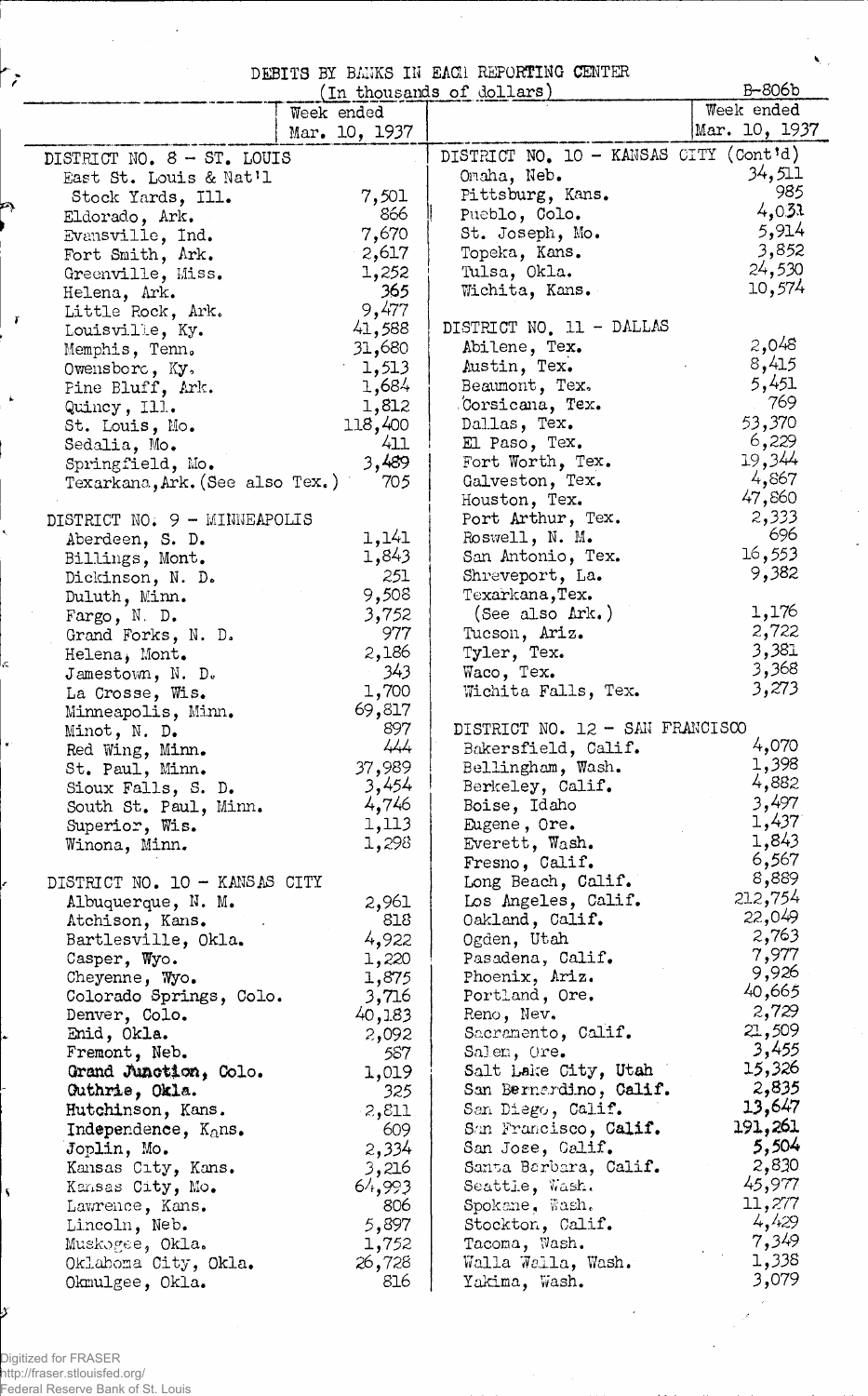DEBITS BY BANKS IN EACH REPORTING CENTER

(In thousands of dollars)

B-806b

| | Week ended Mar. 10, 1937 |
|---|---|
| **DISTRICT NO. 8 - ST. LOUIS** | |
| East St. Louis & Nat'l Stock Yards, Ill. | 7,501 |
| Eldorado, Ark. | 866 |
| Evansville, Ind. | 7,670 |
| Fort Smith, Ark. | 2,617 |
| Greenville, Miss. | 1,252 |
| Helena, Ark. | 365 |
| Little Rock, Ark. | 9,477 |
| Louisville, Ky. | 41,588 |
| Memphis, Tenn. | 31,680 |
| Owensboro, Ky. | 1,513 |
| Pine Bluff, Ark. | 1,684 |
| Quincy, Ill. | 1,812 |
| St. Louis, Mo. | 118,400 |
| Sedalia, Mo. | 411 |
| Springfield, Mo. | 3,489 |
| Texarkana, Ark. (See also Tex.) | 705 |
| **DISTRICT NO. 9 - MINNEAPOLIS** | |
| Aberdeen, S. D. | 1,141 |
| Billings, Mont. | 1,843 |
| Dickinson, N. D. | 251 |
| Duluth, Minn. | 9,508 |
| Fargo, N. D. | 3,752 |
| Grand Forks, N. D. | 977 |
| Helena, Mont. | 2,186 |
| Jamestown, N. D. | 343 |
| La Crosse, Wis. | 1,700 |
| Minneapolis, Minn. | 69,817 |
| Minot, N. D. | 897 |
| Red Wing, Minn. | 444 |
| St. Paul, Minn. | 37,989 |
| Sioux Falls, S. D. | 3,454 |
| South St. Paul, Minn. | 4,746 |
| Superior, Wis. | 1,113 |
| Winona, Minn. | 1,298 |
| **DISTRICT NO. 10 - KANSAS CITY** | |
| Albuquerque, N. M. | 2,961 |
| Atchison, Kans. | 818 |
| Bartlesville, Okla. | 4,922 |
| Casper, Wyo. | 1,220 |
| Cheyenne, Wyo. | 1,875 |
| Colorado Springs, Colo. | 3,716 |
| Denver, Colo. | 40,183 |
| Enid, Okla. | 2,092 |
| Fremont, Neb. | 587 |
| Grand Junction, Colo. | 1,019 |
| Guthrie, Okla. | 325 |
| Hutchinson, Kans. | 2,811 |
| Independence, Kans. | 609 |
| Joplin, Mo. | 2,334 |
| Kansas City, Kans. | 3,216 |
| Kansas City, Mo. | 64,993 |
| Lawrence, Kans. | 806 |
| Lincoln, Neb. | 5,897 |
| Muskogee, Okla. | 1,752 |
| Oklahoma City, Okla. | 26,728 |
| Okmulgee, Okla. | 816 |

| | Week ended Mar. 10, 1937 |
|---|---|
| **DISTRICT NO. 10 - KANSAS CITY (Cont'd)** | |
| Omaha, Neb. | 34,511 |
| Pittsburg, Kans. | 985 |
| Pueblo, Colo. | 4,031 |
| St. Joseph, Mo. | 5,914 |
| Topeka, Kans. | 3,852 |
| Tulsa, Okla. | 24,530 |
| Wichita, Kans. | 10,574 |
| **DISTRICT NO. 11 - DALLAS** | |
| Abilene, Tex. | 2,048 |
| Austin, Tex. | 8,415 |
| Beaumont, Tex. | 5,451 |
| Corsicana, Tex. | 769 |
| Dallas, Tex. | 53,370 |
| El Paso, Tex. | 6,229 |
| Fort Worth, Tex. | 19,344 |
| Galveston, Tex. | 4,867 |
| Houston, Tex. | 47,860 |
| Port Arthur, Tex. | 2,333 |
| Roswell, N. M. | 696 |
| San Antonio, Tex. | 16,553 |
| Shreveport, La. | 9,382 |
| Texarkana, Tex. (See also Ark.) | 1,176 |
| Tucson, Ariz. | 2,722 |
| Tyler, Tex. | 3,381 |
| Waco, Tex. | 3,368 |
| Wichita Falls, Tex. | 3,273 |
| **DISTRICT NO. 12 - SAN FRANCISCO** | |
| Bakersfield, Calif. | 4,070 |
| Bellingham, Wash. | 1,398 |
| Berkeley, Calif. | 4,882 |
| Boise, Idaho | 3,497 |
| Eugene, Ore. | 1,437 |
| Everett, Wash. | 1,843 |
| Fresno, Calif. | 6,567 |
| Long Beach, Calif. | 8,889 |
| Los Angeles, Calif. | 212,754 |
| Oakland, Calif. | 22,049 |
| Ogden, Utah | 2,763 |
| Pasadena, Calif. | 7,977 |
| Phoenix, Ariz. | 9,926 |
| Portland, Ore. | 40,665 |
| Reno, Nev. | 2,729 |
| Sacramento, Calif. | 21,509 |
| Salem, Ore. | 3,455 |
| Salt Lake City, Utah | 15,326 |
| San Bernardino, Calif. | 2,835 |
| San Diego, Calif. | 13,647 |
| San Francisco, Calif. | 191,261 |
| San Jose, Calif. | 5,504 |
| Santa Barbara, Calif. | 2,830 |
| Seattle, Wash. | 45,977 |
| Spokane, Wash. | 11,277 |
| Stockton, Calif. | 4,429 |
| Tacoma, Wash. | 7,349 |
| Walla Walla, Wash. | 1,338 |
| Yakima, Wash. | 3,079 |